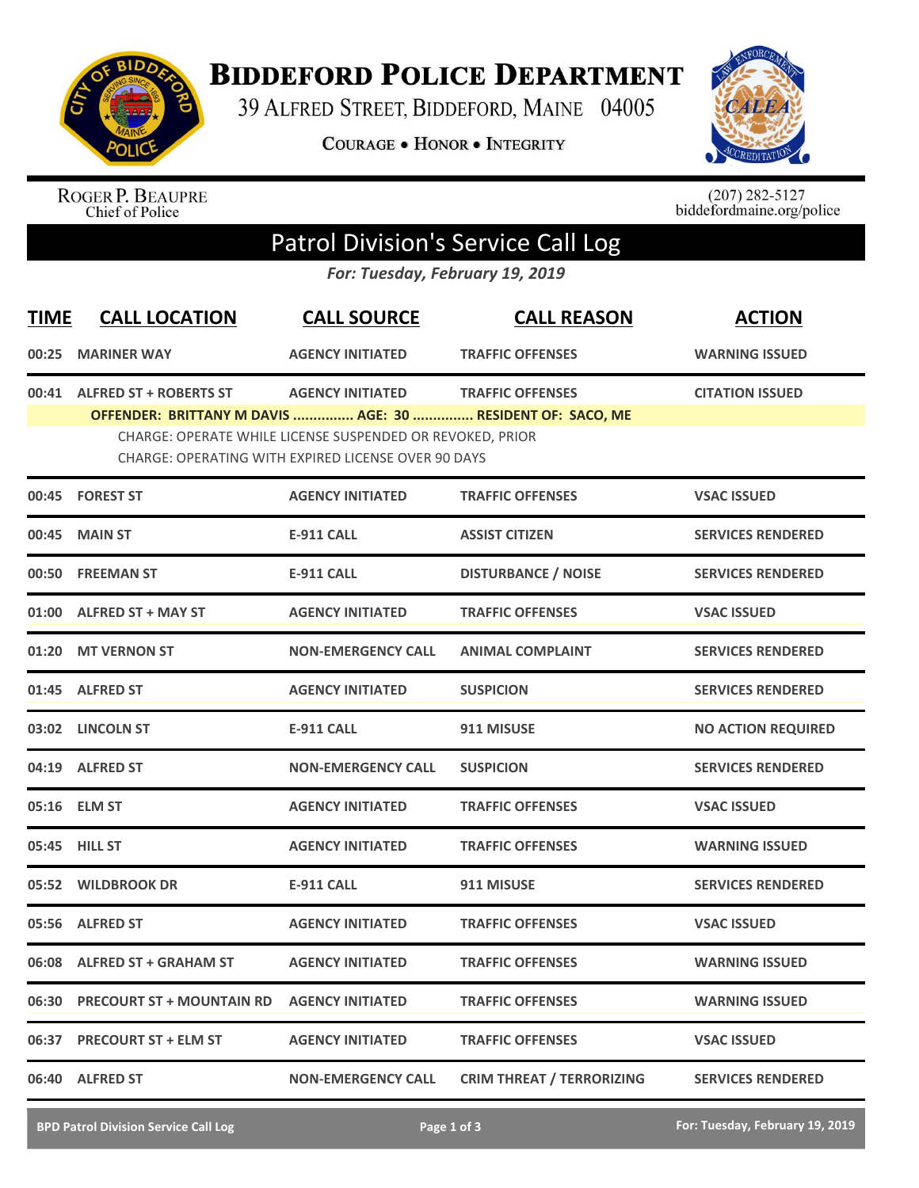# Biddeford Police Department

39 Alfred Street, Biddeford, Maine 04005

Courage • Honor • Integrity

Roger P. Beaupre
Chief of Police

(207) 282-5127
biddefordmaine.org/police

## Patrol Division's Service Call Log

*For: Tuesday, February 19, 2019*

| TIME | CALL LOCATION | CALL SOURCE | CALL REASON | ACTION |
|---|---|---|---|---|
| 00:25 | MARINER WAY | AGENCY INITIATED | TRAFFIC OFFENSES | WARNING ISSUED |
| 00:41 | ALFRED ST + ROBERTS ST | AGENCY INITIATED | TRAFFIC OFFENSES | CITATION ISSUED |
| | OFFENDER: BRITTANY M DAVIS ............... AGE: 30 ............... RESIDENT OF: SACO, ME<br>CHARGE: OPERATE WHILE LICENSE SUSPENDED OR REVOKED, PRIOR<br>CHARGE: OPERATING WITH EXPIRED LICENSE OVER 90 DAYS | | | |
| 00:45 | FOREST ST | AGENCY INITIATED | TRAFFIC OFFENSES | VSAC ISSUED |
| 00:45 | MAIN ST | E-911 CALL | ASSIST CITIZEN | SERVICES RENDERED |
| 00:50 | FREEMAN ST | E-911 CALL | DISTURBANCE / NOISE | SERVICES RENDERED |
| 01:00 | ALFRED ST + MAY ST | AGENCY INITIATED | TRAFFIC OFFENSES | VSAC ISSUED |
| 01:20 | MT VERNON ST | NON-EMERGENCY CALL | ANIMAL COMPLAINT | SERVICES RENDERED |
| 01:45 | ALFRED ST | AGENCY INITIATED | SUSPICION | SERVICES RENDERED |
| 03:02 | LINCOLN ST | E-911 CALL | 911 MISUSE | NO ACTION REQUIRED |
| 04:19 | ALFRED ST | NON-EMERGENCY CALL | SUSPICION | SERVICES RENDERED |
| 05:16 | ELM ST | AGENCY INITIATED | TRAFFIC OFFENSES | VSAC ISSUED |
| 05:45 | HILL ST | AGENCY INITIATED | TRAFFIC OFFENSES | WARNING ISSUED |
| 05:52 | WILDBROOK DR | E-911 CALL | 911 MISUSE | SERVICES RENDERED |
| 05:56 | ALFRED ST | AGENCY INITIATED | TRAFFIC OFFENSES | VSAC ISSUED |
| 06:08 | ALFRED ST + GRAHAM ST | AGENCY INITIATED | TRAFFIC OFFENSES | WARNING ISSUED |
| 06:30 | PRECOURT ST + MOUNTAIN RD | AGENCY INITIATED | TRAFFIC OFFENSES | WARNING ISSUED |
| 06:37 | PRECOURT ST + ELM ST | AGENCY INITIATED | TRAFFIC OFFENSES | VSAC ISSUED |
| 06:40 | ALFRED ST | NON-EMERGENCY CALL | CRIM THREAT / TERRORIZING | SERVICES RENDERED |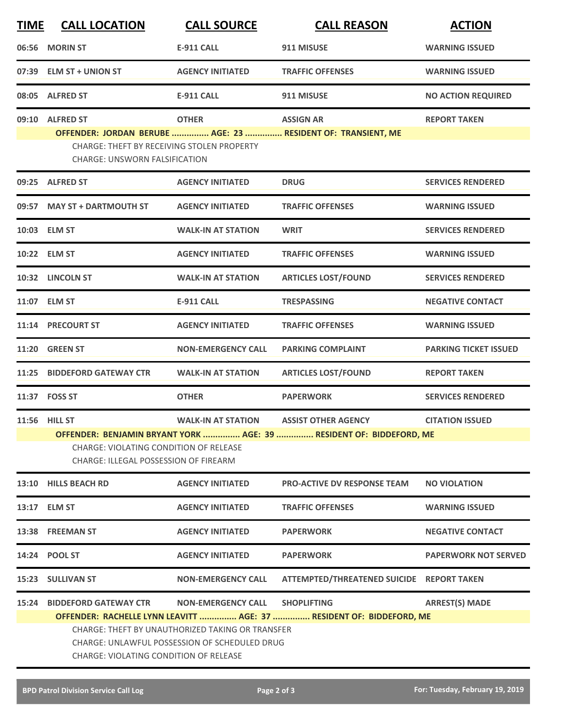| TIME | CALL LOCATION | CALL SOURCE | CALL REASON | ACTION |
|---|---|---|---|---|
| 06:56 | MORIN ST | E-911 CALL | 911 MISUSE | WARNING ISSUED |
| 07:39 | ELM ST + UNION ST | AGENCY INITIATED | TRAFFIC OFFENSES | WARNING ISSUED |
| 08:05 | ALFRED ST | E-911 CALL | 911 MISUSE | NO ACTION REQUIRED |
| 09:10 | ALFRED ST | OTHER | ASSIGN AR | REPORT TAKEN |
| | **OFFENDER: JORDAN BERUBE ............... AGE: 23 ............... RESIDENT OF: TRANSIENT, ME** | | | |
| | CHARGE: THEFT BY RECEIVING STOLEN PROPERTY<br>CHARGE: UNSWORN FALSIFICATION | | | |
| 09:25 | ALFRED ST | AGENCY INITIATED | DRUG | SERVICES RENDERED |
| 09:57 | MAY ST + DARTMOUTH ST | AGENCY INITIATED | TRAFFIC OFFENSES | WARNING ISSUED |
| 10:03 | ELM ST | WALK-IN AT STATION | WRIT | SERVICES RENDERED |
| 10:22 | ELM ST | AGENCY INITIATED | TRAFFIC OFFENSES | WARNING ISSUED |
| 10:32 | LINCOLN ST | WALK-IN AT STATION | ARTICLES LOST/FOUND | SERVICES RENDERED |
| 11:07 | ELM ST | E-911 CALL | TRESPASSING | NEGATIVE CONTACT |
| 11:14 | PRECOURT ST | AGENCY INITIATED | TRAFFIC OFFENSES | WARNING ISSUED |
| 11:20 | GREEN ST | NON-EMERGENCY CALL | PARKING COMPLAINT | PARKING TICKET ISSUED |
| 11:25 | BIDDEFORD GATEWAY CTR | WALK-IN AT STATION | ARTICLES LOST/FOUND | REPORT TAKEN |
| 11:37 | FOSS ST | OTHER | PAPERWORK | SERVICES RENDERED |
| 11:56 | HILL ST | WALK-IN AT STATION | ASSIST OTHER AGENCY | CITATION ISSUED |
| | **OFFENDER: BENJAMIN BRYANT YORK ............... AGE: 39 ............... RESIDENT OF: BIDDEFORD, ME** | | | |
| | CHARGE: VIOLATING CONDITION OF RELEASE<br>CHARGE: ILLEGAL POSSESSION OF FIREARM | | | |
| 13:10 | HILLS BEACH RD | AGENCY INITIATED | PRO-ACTIVE DV RESPONSE TEAM | NO VIOLATION |
| 13:17 | ELM ST | AGENCY INITIATED | TRAFFIC OFFENSES | WARNING ISSUED |
| 13:38 | FREEMAN ST | AGENCY INITIATED | PAPERWORK | NEGATIVE CONTACT |
| 14:24 | POOL ST | AGENCY INITIATED | PAPERWORK | PAPERWORK NOT SERVED |
| 15:23 | SULLIVAN ST | NON-EMERGENCY CALL | ATTEMPTED/THREATENED SUICIDE | REPORT TAKEN |
| 15:24 | BIDDEFORD GATEWAY CTR | NON-EMERGENCY CALL | SHOPLIFTING | ARREST(S) MADE |
| | **OFFENDER: RACHELLE LYNN LEAVITT ............... AGE: 37 ............... RESIDENT OF: BIDDEFORD, ME** | | | |
| | CHARGE: THEFT BY UNAUTHORIZED TAKING OR TRANSFER<br>CHARGE: UNLAWFUL POSSESSION OF SCHEDULED DRUG<br>CHARGE: VIOLATING CONDITION OF RELEASE | | | |

BPD Patrol Division Service Call Log — For: Tuesday, February 19, 2019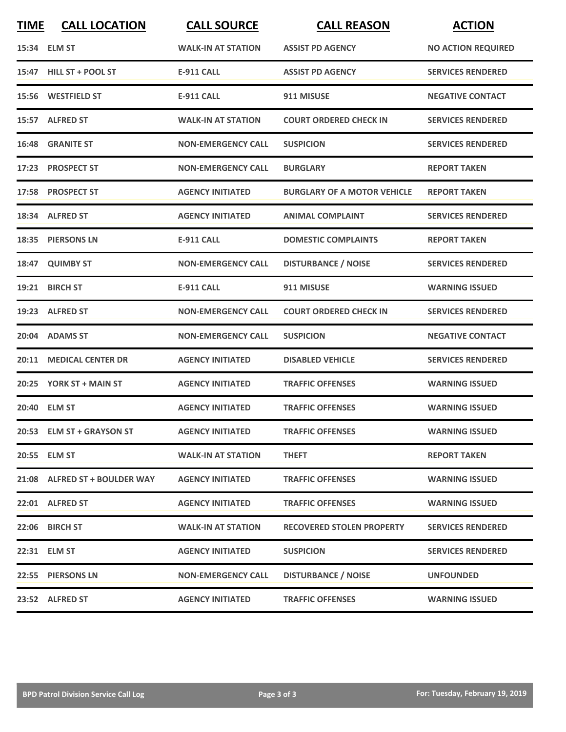| TIME | CALL LOCATION | CALL SOURCE | CALL REASON | ACTION |
| --- | --- | --- | --- | --- |
| 15:34 | ELM ST | WALK-IN AT STATION | ASSIST PD AGENCY | NO ACTION REQUIRED |
| 15:47 | HILL ST + POOL ST | E-911 CALL | ASSIST PD AGENCY | SERVICES RENDERED |
| 15:56 | WESTFIELD ST | E-911 CALL | 911 MISUSE | NEGATIVE CONTACT |
| 15:57 | ALFRED ST | WALK-IN AT STATION | COURT ORDERED CHECK IN | SERVICES RENDERED |
| 16:48 | GRANITE ST | NON-EMERGENCY CALL | SUSPICION | SERVICES RENDERED |
| 17:23 | PROSPECT ST | NON-EMERGENCY CALL | BURGLARY | REPORT TAKEN |
| 17:58 | PROSPECT ST | AGENCY INITIATED | BURGLARY OF A MOTOR VEHICLE | REPORT TAKEN |
| 18:34 | ALFRED ST | AGENCY INITIATED | ANIMAL COMPLAINT | SERVICES RENDERED |
| 18:35 | PIERSONS LN | E-911 CALL | DOMESTIC COMPLAINTS | REPORT TAKEN |
| 18:47 | QUIMBY ST | NON-EMERGENCY CALL | DISTURBANCE / NOISE | SERVICES RENDERED |
| 19:21 | BIRCH ST | E-911 CALL | 911 MISUSE | WARNING ISSUED |
| 19:23 | ALFRED ST | NON-EMERGENCY CALL | COURT ORDERED CHECK IN | SERVICES RENDERED |
| 20:04 | ADAMS ST | NON-EMERGENCY CALL | SUSPICION | NEGATIVE CONTACT |
| 20:11 | MEDICAL CENTER DR | AGENCY INITIATED | DISABLED VEHICLE | SERVICES RENDERED |
| 20:25 | YORK ST + MAIN ST | AGENCY INITIATED | TRAFFIC OFFENSES | WARNING ISSUED |
| 20:40 | ELM ST | AGENCY INITIATED | TRAFFIC OFFENSES | WARNING ISSUED |
| 20:53 | ELM ST + GRAYSON ST | AGENCY INITIATED | TRAFFIC OFFENSES | WARNING ISSUED |
| 20:55 | ELM ST | WALK-IN AT STATION | THEFT | REPORT TAKEN |
| 21:08 | ALFRED ST + BOULDER WAY | AGENCY INITIATED | TRAFFIC OFFENSES | WARNING ISSUED |
| 22:01 | ALFRED ST | AGENCY INITIATED | TRAFFIC OFFENSES | WARNING ISSUED |
| 22:06 | BIRCH ST | WALK-IN AT STATION | RECOVERED STOLEN PROPERTY | SERVICES RENDERED |
| 22:31 | ELM ST | AGENCY INITIATED | SUSPICION | SERVICES RENDERED |
| 22:55 | PIERSONS LN | NON-EMERGENCY CALL | DISTURBANCE / NOISE | UNFOUNDED |
| 23:52 | ALFRED ST | AGENCY INITIATED | TRAFFIC OFFENSES | WARNING ISSUED |